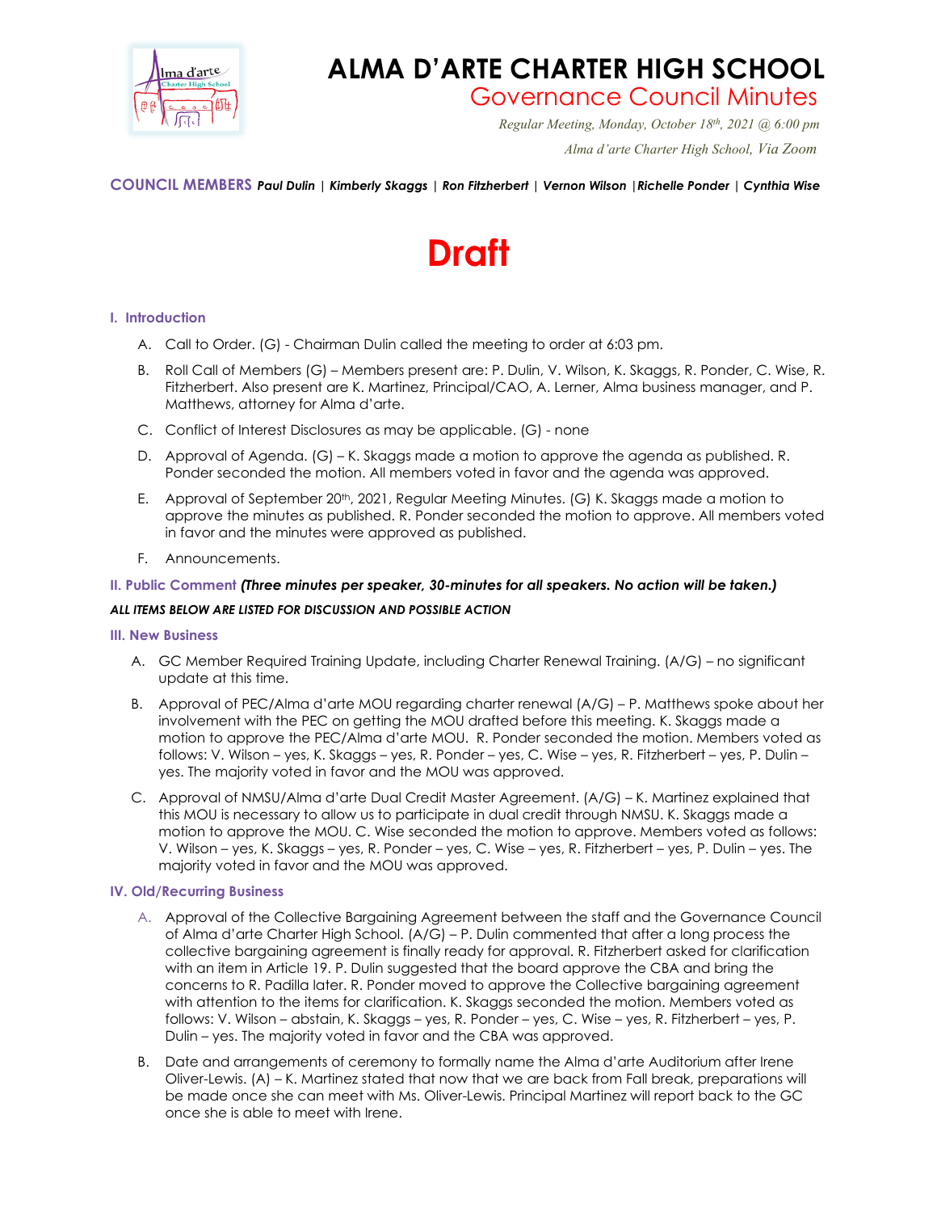# ALMA D'ARTE CHARTER HIGH SCHOOL

## Governance Council Minutes

*Regular Meeting, Monday, October 18th, 2021 @ 6:00 pm*

*Alma d'arte Charter High School, Via Zoom*

**COUNCIL MEMBERS** ***Paul Dulin | Kimberly Skaggs | Ron Fitzherbert | Vernon Wilson |Richelle Ponder | Cynthia Wise***

# Draft

### I. Introduction

A. Call to Order. (G) - Chairman Dulin called the meeting to order at 6:03 pm.

B. Roll Call of Members (G) – Members present are: P. Dulin, V. Wilson, K. Skaggs, R. Ponder, C. Wise, R. Fitzherbert. Also present are K. Martinez, Principal/CAO, A. Lerner, Alma business manager, and P. Matthews, attorney for Alma d'arte.

C. Conflict of Interest Disclosures as may be applicable. (G) - none

D. Approval of Agenda. (G) – K. Skaggs made a motion to approve the agenda as published. R. Ponder seconded the motion. All members voted in favor and the agenda was approved.

E. Approval of September 20th, 2021, Regular Meeting Minutes. (G) K. Skaggs made a motion to approve the minutes as published. R. Ponder seconded the motion to approve. All members voted in favor and the minutes were approved as published.

F. Announcements.

### II. Public Comment *(Three minutes per speaker, 30-minutes for all speakers. No action will be taken.)*

***ALL ITEMS BELOW ARE LISTED FOR DISCUSSION AND POSSIBLE ACTION***

### III. New Business

A. GC Member Required Training Update, including Charter Renewal Training. (A/G) – no significant update at this time.

B. Approval of PEC/Alma d'arte MOU regarding charter renewal (A/G) – P. Matthews spoke about her involvement with the PEC on getting the MOU drafted before this meeting. K. Skaggs made a motion to approve the PEC/Alma d'arte MOU. R. Ponder seconded the motion. Members voted as follows: V. Wilson – yes, K. Skaggs – yes, R. Ponder – yes, C. Wise – yes, R. Fitzherbert – yes, P. Dulin – yes. The majority voted in favor and the MOU was approved.

C. Approval of NMSU/Alma d'arte Dual Credit Master Agreement. (A/G) – K. Martinez explained that this MOU is necessary to allow us to participate in dual credit through NMSU. K. Skaggs made a motion to approve the MOU. C. Wise seconded the motion to approve. Members voted as follows: V. Wilson – yes, K. Skaggs – yes, R. Ponder – yes, C. Wise – yes, R. Fitzherbert – yes, P. Dulin – yes. The majority voted in favor and the MOU was approved.

### IV. Old/Recurring Business

A. Approval of the Collective Bargaining Agreement between the staff and the Governance Council of Alma d'arte Charter High School. (A/G) – P. Dulin commented that after a long process the collective bargaining agreement is finally ready for approval. R. Fitzherbert asked for clarification with an item in Article 19. P. Dulin suggested that the board approve the CBA and bring the concerns to R. Padilla later. R. Ponder moved to approve the Collective bargaining agreement with attention to the items for clarification. K. Skaggs seconded the motion. Members voted as follows: V. Wilson – abstain, K. Skaggs – yes, R. Ponder – yes, C. Wise – yes, R. Fitzherbert – yes, P. Dulin – yes. The majority voted in favor and the CBA was approved.

B. Date and arrangements of ceremony to formally name the Alma d'arte Auditorium after Irene Oliver-Lewis. (A) – K. Martinez stated that now that we are back from Fall break, preparations will be made once she can meet with Ms. Oliver-Lewis. Principal Martinez will report back to the GC once she is able to meet with Irene.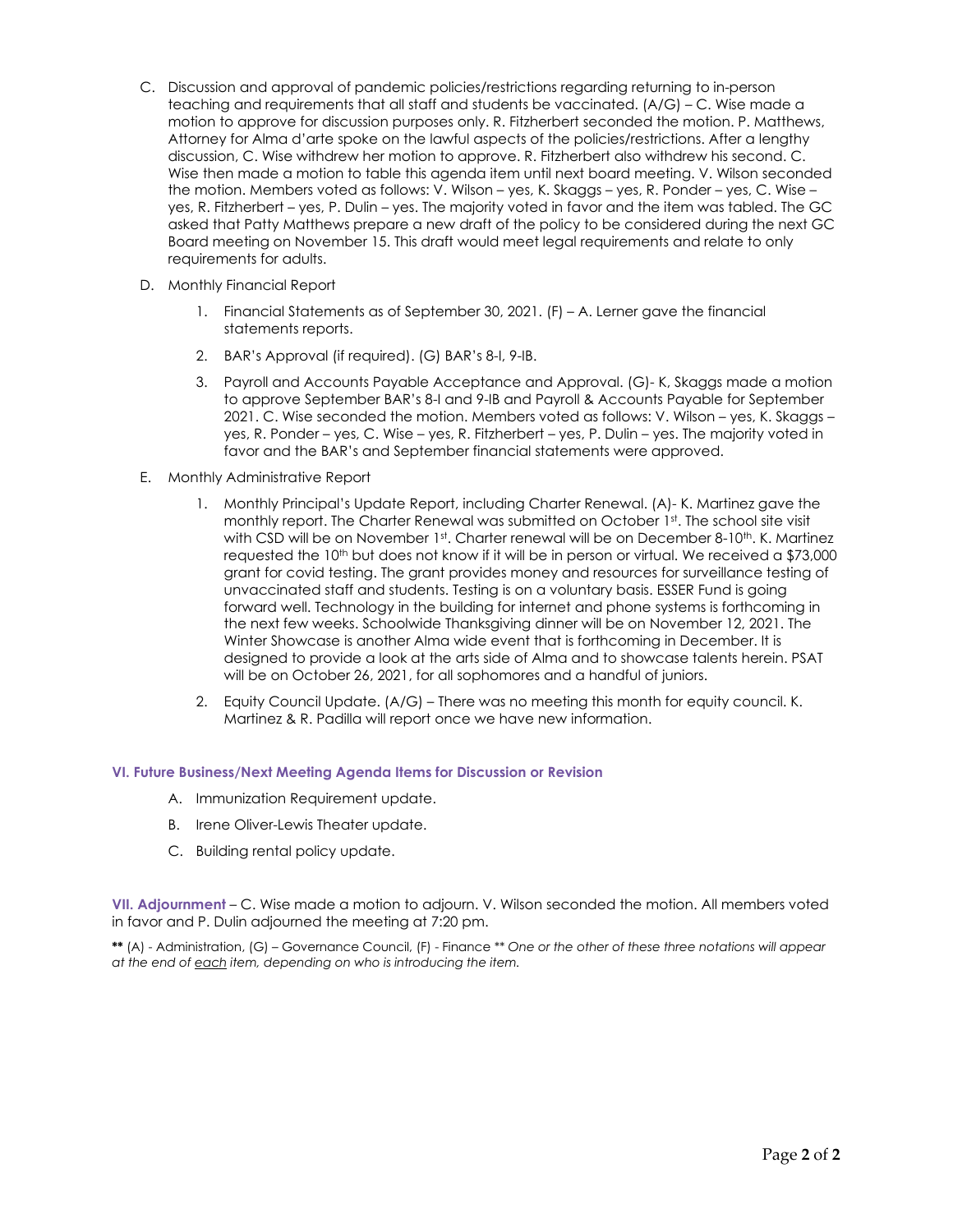C. Discussion and approval of pandemic policies/restrictions regarding returning to in-person teaching and requirements that all staff and students be vaccinated. (A/G) – C. Wise made a motion to approve for discussion purposes only. R. Fitzherbert seconded the motion. P. Matthews, Attorney for Alma d'arte spoke on the lawful aspects of the policies/restrictions. After a lengthy discussion, C. Wise withdrew her motion to approve. R. Fitzherbert also withdrew his second. C. Wise then made a motion to table this agenda item until next board meeting. V. Wilson seconded the motion. Members voted as follows: V. Wilson – yes, K. Skaggs – yes, R. Ponder – yes, C. Wise – yes, R. Fitzherbert – yes, P. Dulin – yes. The majority voted in favor and the item was tabled. The GC asked that Patty Matthews prepare a new draft of the policy to be considered during the next GC Board meeting on November 15. This draft would meet legal requirements and relate to only requirements for adults.

D. Monthly Financial Report

1. Financial Statements as of September 30, 2021. (F) – A. Lerner gave the financial statements reports.
2. BAR's Approval (if required). (G) BAR's 8-I, 9-IB.
3. Payroll and Accounts Payable Acceptance and Approval. (G)- K, Skaggs made a motion to approve September BAR's 8-I and 9-IB and Payroll & Accounts Payable for September 2021. C. Wise seconded the motion. Members voted as follows: V. Wilson – yes, K. Skaggs – yes, R. Ponder – yes, C. Wise – yes, R. Fitzherbert – yes, P. Dulin – yes. The majority voted in favor and the BAR's and September financial statements were approved.

E. Monthly Administrative Report

1. Monthly Principal's Update Report, including Charter Renewal. (A)- K. Martinez gave the monthly report. The Charter Renewal was submitted on October 1st. The school site visit with CSD will be on November 1st. Charter renewal will be on December 8-10th. K. Martinez requested the 10th but does not know if it will be in person or virtual. We received a $73,000 grant for covid testing. The grant provides money and resources for surveillance testing of unvaccinated staff and students. Testing is on a voluntary basis. ESSER Fund is going forward well. Technology in the building for internet and phone systems is forthcoming in the next few weeks. Schoolwide Thanksgiving dinner will be on November 12, 2021. The Winter Showcase is another Alma wide event that is forthcoming in December. It is designed to provide a look at the arts side of Alma and to showcase talents herein. PSAT will be on October 26, 2021, for all sophomores and a handful of juniors.
2. Equity Council Update. (A/G) – There was no meeting this month for equity council. K. Martinez & R. Padilla will report once we have new information.

### VI. Future Business/Next Meeting Agenda Items for Discussion or Revision

A. Immunization Requirement update.

B. Irene Oliver-Lewis Theater update.

C. Building rental policy update.

**VII. Adjournment** – C. Wise made a motion to adjourn. V. Wilson seconded the motion. All members voted in favor and P. Dulin adjourned the meeting at 7:20 pm.

**\*\*** (A) - Administration, (G) – Governance Council, (F) - Finance *\*\* One or the other of these three notations will appear at the end of <u>each</u> item, depending on who is introducing the item.*